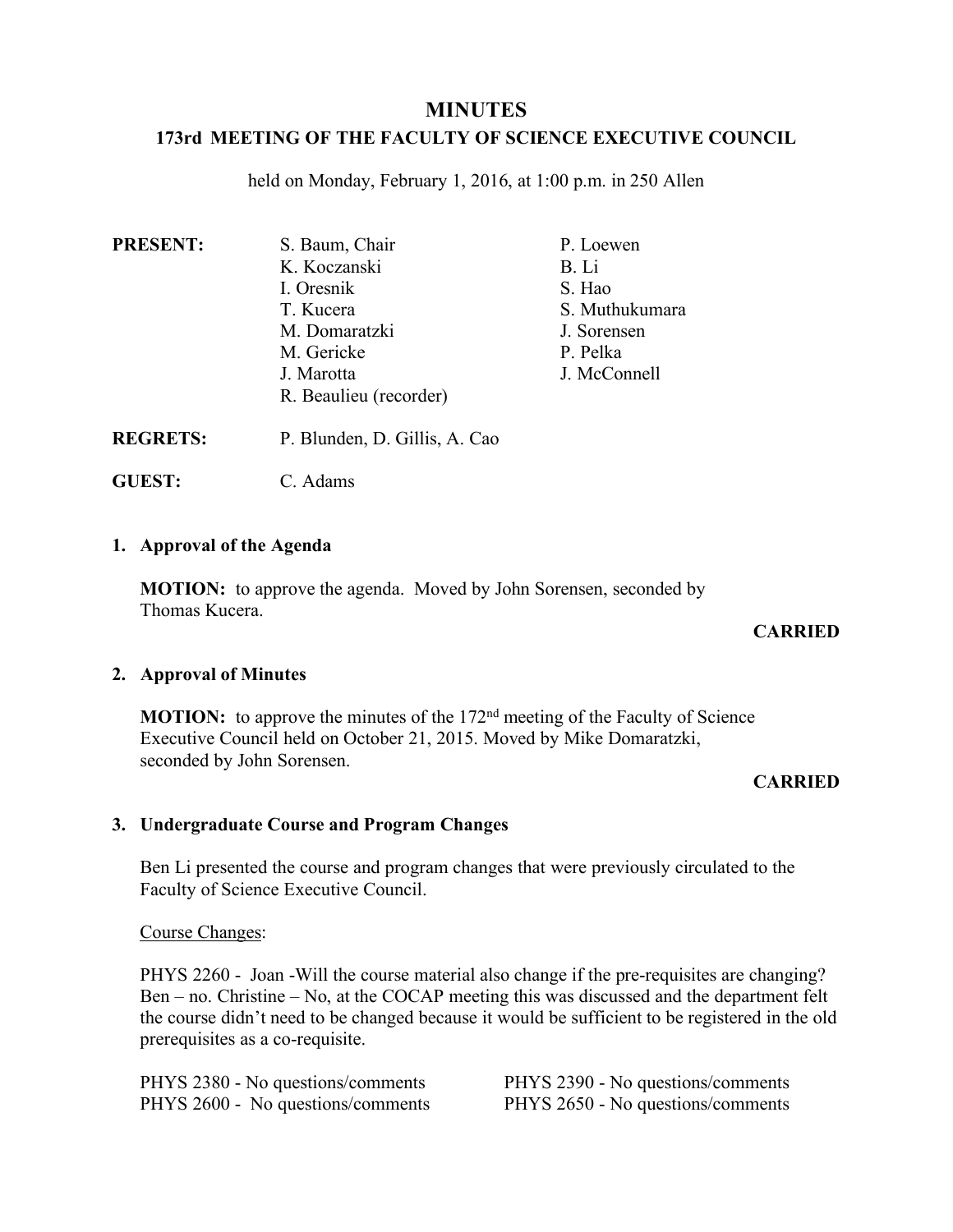# MINUTES

## 173rd MEETING OF THE FACULTY OF SCIENCE EXECUTIVE COUNCIL

held on Monday, February 1, 2016, at 1:00 p.m. in 250 Allen

**PRESENT:**
- S. Baum, Chair
- K. Koczanski
- I. Oresnik
- T. Kucera
- M. Domaratzki
- M. Gericke
- J. Marotta
- R. Beaulieu (recorder)
- P. Loewen
- B. Li
- S. Hao
- S. Muthukumara
- J. Sorensen
- P. Pelka
- J. McConnell

**REGRETS:** P. Blunden, D. Gillis, A. Cao

**GUEST:** C. Adams

### 1. Approval of the Agenda

**MOTION:** to approve the agenda. Moved by John Sorensen, seconded by Thomas Kucera.

**CARRIED**

### 2. Approval of Minutes

**MOTION:** to approve the minutes of the 172nd meeting of the Faculty of Science Executive Council held on October 21, 2015. Moved by Mike Domaratzki, seconded by John Sorensen.

**CARRIED**

### 3. Undergraduate Course and Program Changes

Ben Li presented the course and program changes that were previously circulated to the Faculty of Science Executive Council.

Course Changes:

PHYS 2260 - Joan -Will the course material also change if the pre-requisites are changing? Ben – no. Christine – No, at the COCAP meeting this was discussed and the department felt the course didn't need to be changed because it would be sufficient to be registered in the old prerequisites as a co-requisite.

PHYS 2380 - No questions/comments

PHYS 2390 - No questions/comments

PHYS 2600 - No questions/comments

PHYS 2650 - No questions/comments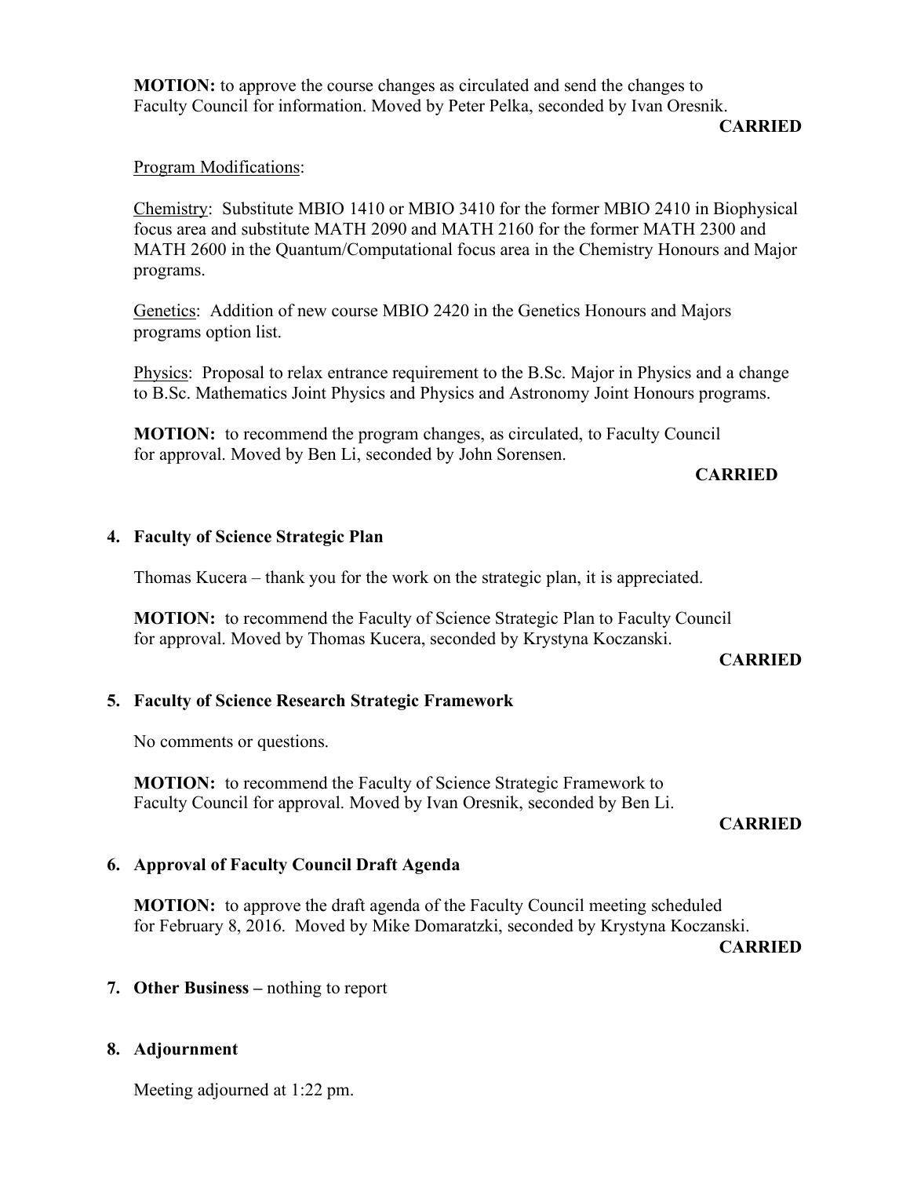**MOTION:** to approve the course changes as circulated and send the changes to Faculty Council for information. Moved by Peter Pelka, seconded by Ivan Oresnik.

**CARRIED**

Program Modifications:

Chemistry: Substitute MBIO 1410 or MBIO 3410 for the former MBIO 2410 in Biophysical focus area and substitute MATH 2090 and MATH 2160 for the former MATH 2300 and MATH 2600 in the Quantum/Computational focus area in the Chemistry Honours and Major programs.

Genetics: Addition of new course MBIO 2420 in the Genetics Honours and Majors programs option list.

Physics: Proposal to relax entrance requirement to the B.Sc. Major in Physics and a change to B.Sc. Mathematics Joint Physics and Physics and Astronomy Joint Honours programs.

**MOTION:** to recommend the program changes, as circulated, to Faculty Council for approval. Moved by Ben Li, seconded by John Sorensen.

**CARRIED**

## 4. Faculty of Science Strategic Plan

Thomas Kucera – thank you for the work on the strategic plan, it is appreciated.

**MOTION:** to recommend the Faculty of Science Strategic Plan to Faculty Council for approval. Moved by Thomas Kucera, seconded by Krystyna Koczanski.

**CARRIED**

## 5. Faculty of Science Research Strategic Framework

No comments or questions.

**MOTION:** to recommend the Faculty of Science Strategic Framework to Faculty Council for approval. Moved by Ivan Oresnik, seconded by Ben Li.

**CARRIED**

## 6. Approval of Faculty Council Draft Agenda

**MOTION:** to approve the draft agenda of the Faculty Council meeting scheduled for February 8, 2016. Moved by Mike Domaratzki, seconded by Krystyna Koczanski.

**CARRIED**

## 7. Other Business – nothing to report

## 8. Adjournment

Meeting adjourned at 1:22 pm.